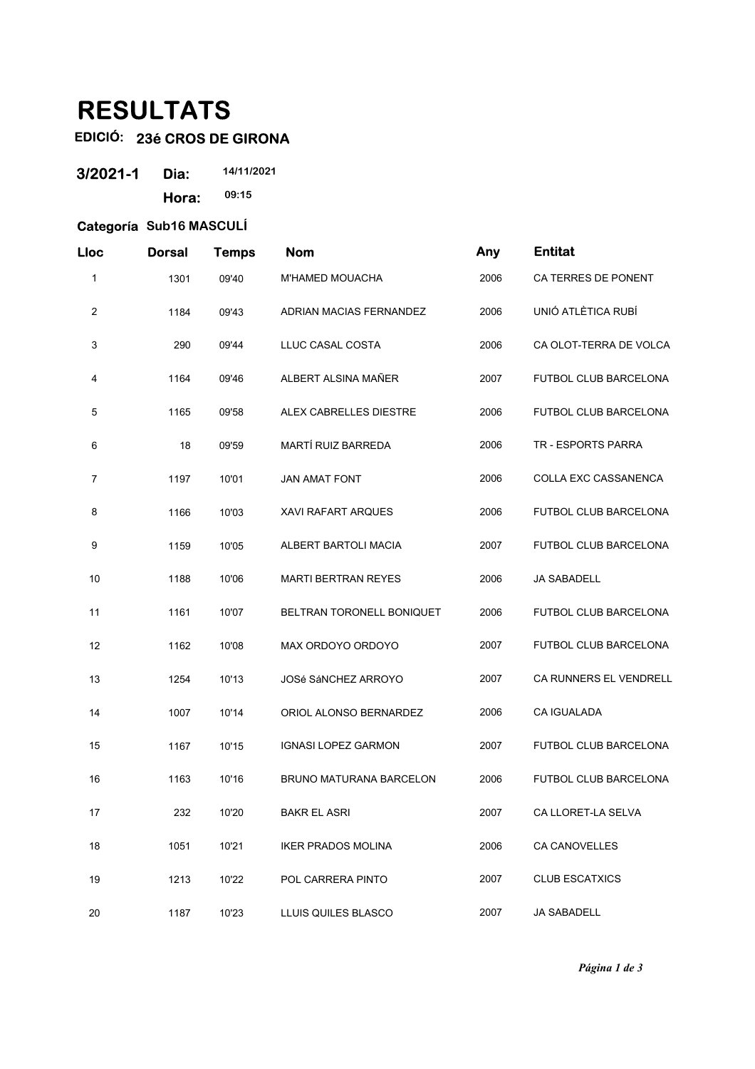# RESULTATS

**EDICIÓ: 23é CROS DE GIRONA**

**3/2021-1** **Dia:** 14/11/2021

**Hora:** 09:15

**Categoría Sub16 MASCULÍ**

| Lloc | Dorsal | Temps | Nom | Any | Entitat |
|---|---|---|---|---|---|
| 1 | 1301 | 09'40 | M'HAMED MOUACHA | 2006 | CA TERRES DE PONENT |
| 2 | 1184 | 09'43 | ADRIAN MACIAS FERNANDEZ | 2006 | UNIÓ ATLÈTICA RUBÍ |
| 3 | 290 | 09'44 | LLUC CASAL COSTA | 2006 | CA OLOT-TERRA DE VOLCA |
| 4 | 1164 | 09'46 | ALBERT ALSINA MAÑER | 2007 | FUTBOL CLUB BARCELONA |
| 5 | 1165 | 09'58 | ALEX CABRELLES DIESTRE | 2006 | FUTBOL CLUB BARCELONA |
| 6 | 18 | 09'59 | MARTÍ RUIZ BARREDA | 2006 | TR - ESPORTS PARRA |
| 7 | 1197 | 10'01 | JAN AMAT FONT | 2006 | COLLA EXC CASSANENCA |
| 8 | 1166 | 10'03 | XAVI RAFART ARQUES | 2006 | FUTBOL CLUB BARCELONA |
| 9 | 1159 | 10'05 | ALBERT BARTOLI MACIA | 2007 | FUTBOL CLUB BARCELONA |
| 10 | 1188 | 10'06 | MARTI BERTRAN REYES | 2006 | JA SABADELL |
| 11 | 1161 | 10'07 | BELTRAN TORONELL BONIQUET | 2006 | FUTBOL CLUB BARCELONA |
| 12 | 1162 | 10'08 | MAX ORDOYO ORDOYO | 2007 | FUTBOL CLUB BARCELONA |
| 13 | 1254 | 10'13 | JOSé SáNCHEZ ARROYO | 2007 | CA RUNNERS EL VENDRELL |
| 14 | 1007 | 10'14 | ORIOL ALONSO BERNARDEZ | 2006 | CA IGUALADA |
| 15 | 1167 | 10'15 | IGNASI LOPEZ GARMON | 2007 | FUTBOL CLUB BARCELONA |
| 16 | 1163 | 10'16 | BRUNO MATURANA BARCELON | 2006 | FUTBOL CLUB BARCELONA |
| 17 | 232 | 10'20 | BAKR EL ASRI | 2007 | CA LLORET-LA SELVA |
| 18 | 1051 | 10'21 | IKER PRADOS MOLINA | 2006 | CA CANOVELLES |
| 19 | 1213 | 10'22 | POL CARRERA PINTO | 2007 | CLUB ESCATXICS |
| 20 | 1187 | 10'23 | LLUIS QUILES BLASCO | 2007 | JA SABADELL |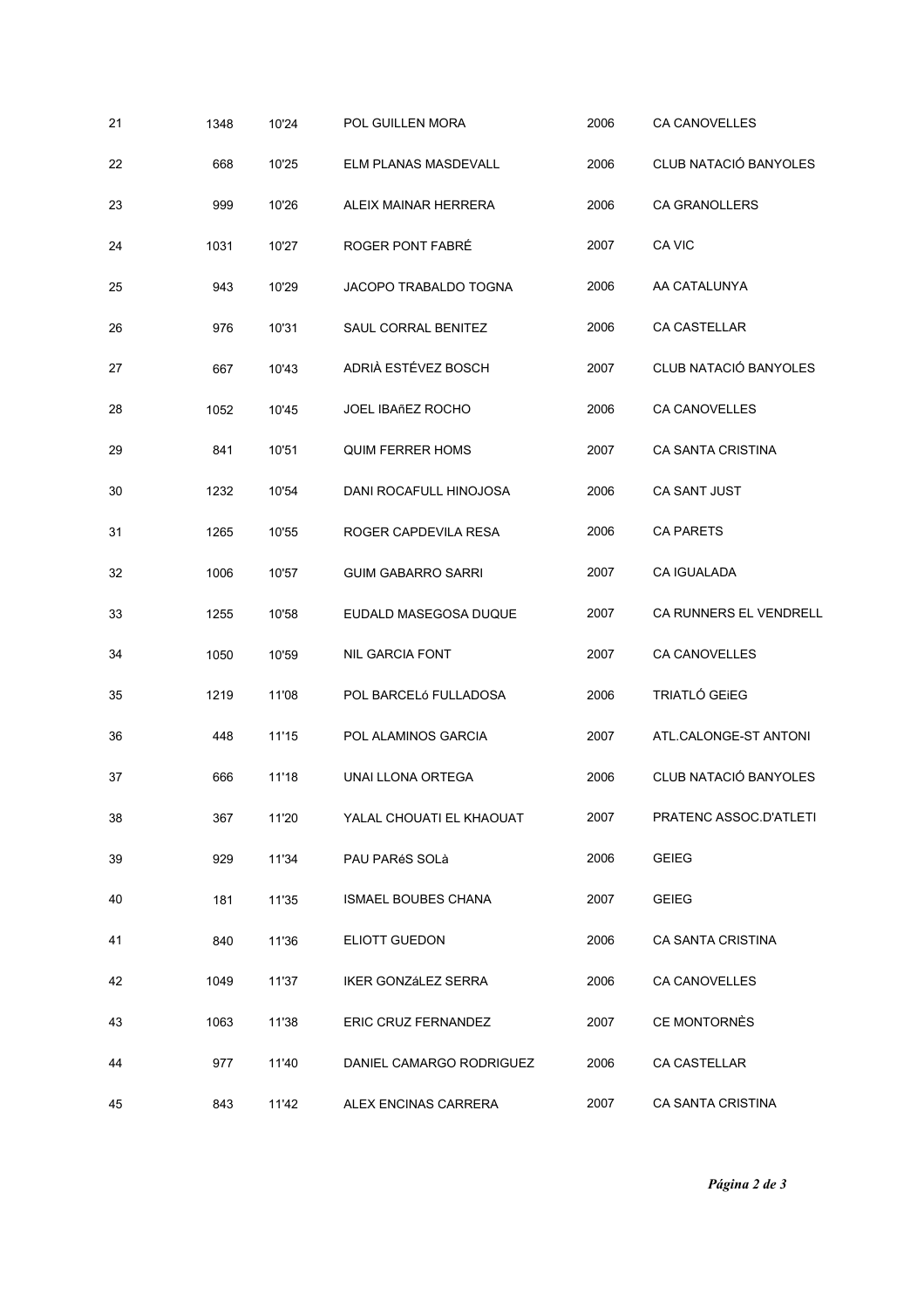| | | | | | |
|---|---|---|---|---|---|
| 21 | 1348 | 10'24 | POL GUILLEN MORA | 2006 | CA CANOVELLES |
| 22 | 668 | 10'25 | ELM PLANAS MASDEVALL | 2006 | CLUB NATACIÓ BANYOLES |
| 23 | 999 | 10'26 | ALEIX MAINAR HERRERA | 2006 | CA GRANOLLERS |
| 24 | 1031 | 10'27 | ROGER PONT FABRÉ | 2007 | CA VIC |
| 25 | 943 | 10'29 | JACOPO TRABALDO TOGNA | 2006 | AA CATALUNYA |
| 26 | 976 | 10'31 | SAUL CORRAL BENITEZ | 2006 | CA CASTELLAR |
| 27 | 667 | 10'43 | ADRIÀ ESTÉVEZ BOSCH | 2007 | CLUB NATACIÓ BANYOLES |
| 28 | 1052 | 10'45 | JOEL IBAñEZ ROCHO | 2006 | CA CANOVELLES |
| 29 | 841 | 10'51 | QUIM FERRER HOMS | 2007 | CA SANTA CRISTINA |
| 30 | 1232 | 10'54 | DANI ROCAFULL HINOJOSA | 2006 | CA SANT JUST |
| 31 | 1265 | 10'55 | ROGER CAPDEVILA RESA | 2006 | CA PARETS |
| 32 | 1006 | 10'57 | GUIM GABARRO SARRI | 2007 | CA IGUALADA |
| 33 | 1255 | 10'58 | EUDALD MASEGOSA DUQUE | 2007 | CA RUNNERS EL VENDRELL |
| 34 | 1050 | 10'59 | NIL GARCIA FONT | 2007 | CA CANOVELLES |
| 35 | 1219 | 11'08 | POL BARCELó FULLADOSA | 2006 | TRIATLÓ GEiEG |
| 36 | 448 | 11'15 | POL ALAMINOS GARCIA | 2007 | ATL.CALONGE-ST ANTONI |
| 37 | 666 | 11'18 | UNAI LLONA ORTEGA | 2006 | CLUB NATACIÓ BANYOLES |
| 38 | 367 | 11'20 | YALAL CHOUATI EL KHAOUAT | 2007 | PRATENC ASSOC.D'ATLETI |
| 39 | 929 | 11'34 | PAU PARéS SOLà | 2006 | GEIEG |
| 40 | 181 | 11'35 | ISMAEL BOUBES CHANA | 2007 | GEIEG |
| 41 | 840 | 11'36 | ELIOTT GUEDON | 2006 | CA SANTA CRISTINA |
| 42 | 1049 | 11'37 | IKER GONZáLEZ SERRA | 2006 | CA CANOVELLES |
| 43 | 1063 | 11'38 | ERIC CRUZ FERNANDEZ | 2007 | CE MONTORNÈS |
| 44 | 977 | 11'40 | DANIEL CAMARGO RODRIGUEZ | 2006 | CA CASTELLAR |
| 45 | 843 | 11'42 | ALEX ENCINAS CARRERA | 2007 | CA SANTA CRISTINA |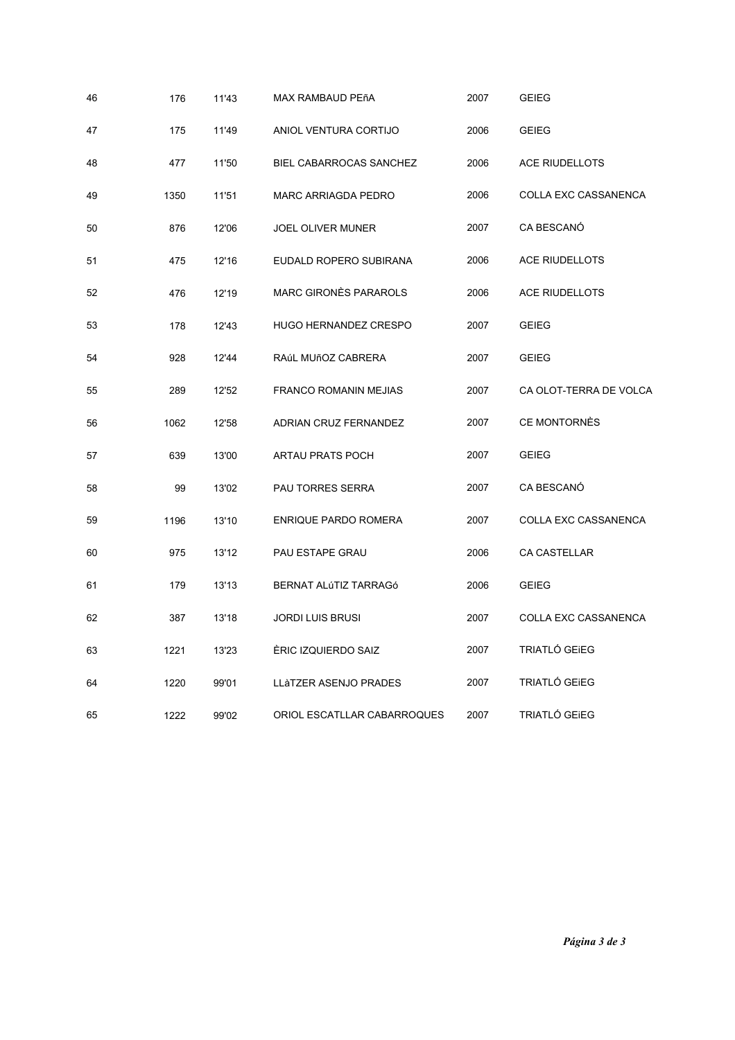| | | | | | |
|---|---|---|---|---|---|
| 46 | 176 | 11'43 | MAX RAMBAUD PEñA | 2007 | GEIEG |
| 47 | 175 | 11'49 | ANIOL VENTURA CORTIJO | 2006 | GEIEG |
| 48 | 477 | 11'50 | BIEL CABARROCAS SANCHEZ | 2006 | ACE RIUDELLOTS |
| 49 | 1350 | 11'51 | MARC ARRIAGDA PEDRO | 2006 | COLLA EXC CASSANENCA |
| 50 | 876 | 12'06 | JOEL OLIVER MUNER | 2007 | CA BESCANÓ |
| 51 | 475 | 12'16 | EUDALD ROPERO SUBIRANA | 2006 | ACE RIUDELLOTS |
| 52 | 476 | 12'19 | MARC GIRONÈS PARAROLS | 2006 | ACE RIUDELLOTS |
| 53 | 178 | 12'43 | HUGO HERNANDEZ CRESPO | 2007 | GEIEG |
| 54 | 928 | 12'44 | RAúL MUñOZ CABRERA | 2007 | GEIEG |
| 55 | 289 | 12'52 | FRANCO ROMANIN MEJIAS | 2007 | CA OLOT-TERRA DE VOLCA |
| 56 | 1062 | 12'58 | ADRIAN CRUZ FERNANDEZ | 2007 | CE MONTORNÈS |
| 57 | 639 | 13'00 | ARTAU PRATS POCH | 2007 | GEIEG |
| 58 | 99 | 13'02 | PAU TORRES SERRA | 2007 | CA BESCANÓ |
| 59 | 1196 | 13'10 | ENRIQUE PARDO ROMERA | 2007 | COLLA EXC CASSANENCA |
| 60 | 975 | 13'12 | PAU ESTAPE GRAU | 2006 | CA CASTELLAR |
| 61 | 179 | 13'13 | BERNAT ALúTIZ TARRAGó | 2006 | GEIEG |
| 62 | 387 | 13'18 | JORDI LUIS BRUSI | 2007 | COLLA EXC CASSANENCA |
| 63 | 1221 | 13'23 | ÈRIC IZQUIERDO SAIZ | 2007 | TRIATLÓ GEiEG |
| 64 | 1220 | 99'01 | LLàTZER ASENJO PRADES | 2007 | TRIATLÓ GEiEG |
| 65 | 1222 | 99'02 | ORIOL ESCATLLAR CABARROQUES | 2007 | TRIATLÓ GEiEG |